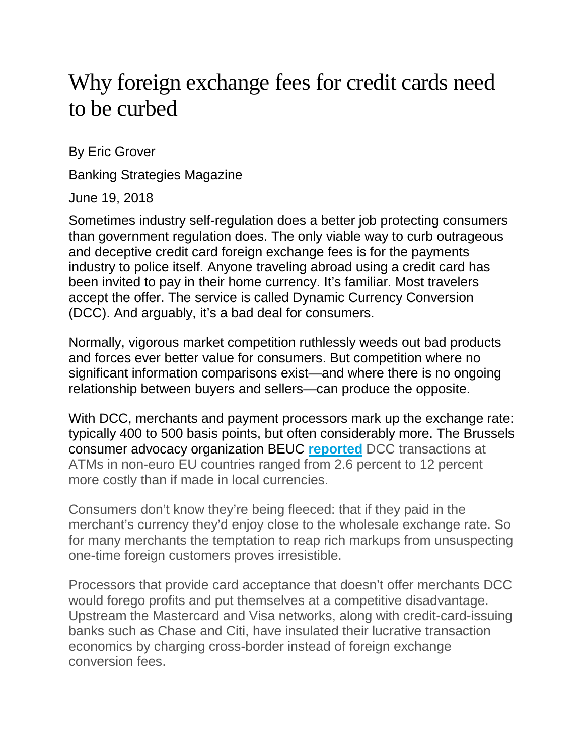# Why foreign exchange fees for credit cards need to be curbed

By Eric Grover

Banking Strategies Magazine

June 19, 2018

Sometimes industry self-regulation does a better job protecting consumers than government regulation does. The only viable way to curb outrageous and deceptive credit card foreign exchange fees is for the payments industry to police itself. Anyone traveling abroad using a credit card has been invited to pay in their home currency. It's familiar. Most travelers accept the offer. The service is called Dynamic Currency Conversion (DCC). And arguably, it's a bad deal for consumers.

Normally, vigorous market competition ruthlessly weeds out bad products and forces ever better value for consumers. But competition where no significant information comparisons exist—and where there is no ongoing relationship between buyers and sellers—can produce the opposite.

With DCC, merchants and payment processors mark up the exchange rate: typically 400 to 500 basis points, but often considerably more. The Brussels consumer advocacy organization BEUC **reported** DCC transactions at ATMs in non-euro EU countries ranged from 2.6 percent to 12 percent more costly than if made in local currencies.

Consumers don't know they're being fleeced: that if they paid in the merchant's currency they'd enjoy close to the wholesale exchange rate. So for many merchants the temptation to reap rich markups from unsuspecting one-time foreign customers proves irresistible.

Processors that provide card acceptance that doesn't offer merchants DCC would forego profits and put themselves at a competitive disadvantage. Upstream the Mastercard and Visa networks, along with credit-card-issuing banks such as Chase and Citi, have insulated their lucrative transaction economics by charging cross-border instead of foreign exchange conversion fees.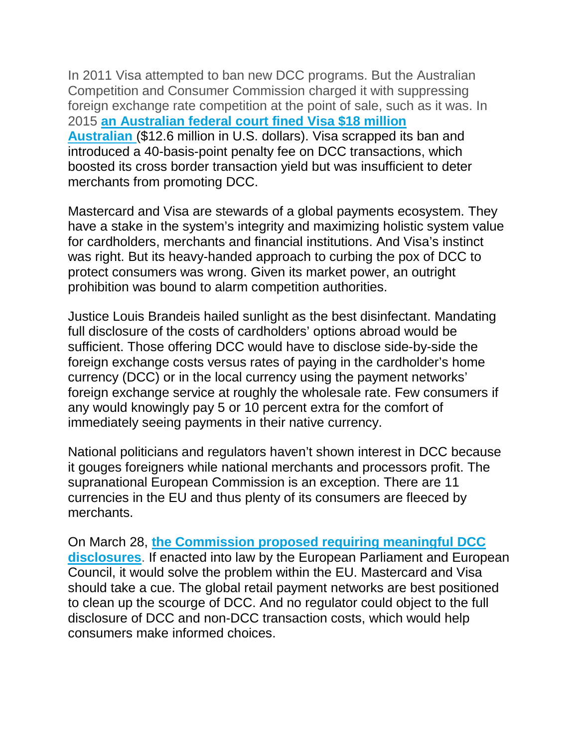In 2011 Visa attempted to ban new DCC programs. But the Australian Competition and Consumer Commission charged it with suppressing foreign exchange rate competition at the point of sale, such as it was. In 2015 **an Australian federal court fined Visa $18 million Australian** ($12.6 million in U.S. dollars). Visa scrapped its ban and introduced a 40-basis-point penalty fee on DCC transactions, which boosted its cross border transaction yield but was insufficient to deter merchants from promoting DCC.

Mastercard and Visa are stewards of a global payments ecosystem. They have a stake in the system's integrity and maximizing holistic system value for cardholders, merchants and financial institutions. And Visa's instinct was right. But its heavy-handed approach to curbing the pox of DCC to protect consumers was wrong. Given its market power, an outright prohibition was bound to alarm competition authorities.

Justice Louis Brandeis hailed sunlight as the best disinfectant. Mandating full disclosure of the costs of cardholders' options abroad would be sufficient. Those offering DCC would have to disclose side-by-side the foreign exchange costs versus rates of paying in the cardholder's home currency (DCC) or in the local currency using the payment networks' foreign exchange service at roughly the wholesale rate. Few consumers if any would knowingly pay 5 or 10 percent extra for the comfort of immediately seeing payments in their native currency.

National politicians and regulators haven't shown interest in DCC because it gouges foreigners while national merchants and processors profit. The supranational European Commission is an exception. There are 11 currencies in the EU and thus plenty of its consumers are fleeced by merchants.

On March 28, **the Commission proposed requiring meaningful DCC disclosures**. If enacted into law by the European Parliament and European Council, it would solve the problem within the EU. Mastercard and Visa should take a cue. The global retail payment networks are best positioned to clean up the scourge of DCC. And no regulator could object to the full disclosure of DCC and non-DCC transaction costs, which would help consumers make informed choices.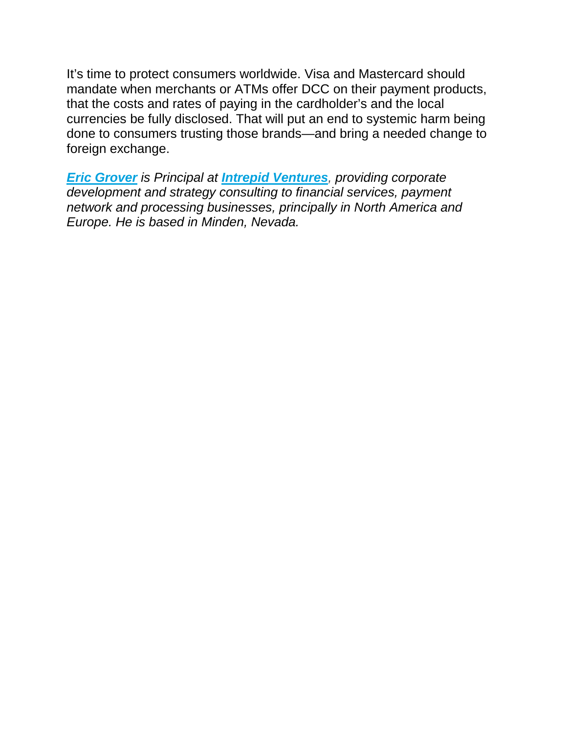It's time to protect consumers worldwide. Visa and Mastercard should mandate when merchants or ATMs offer DCC on their payment products, that the costs and rates of paying in the cardholder's and the local currencies be fully disclosed. That will put an end to systemic harm being done to consumers trusting those brands—and bring a needed change to foreign exchange.

***Eric Grover*** *is Principal at* ***Intrepid Ventures****, providing corporate development and strategy consulting to financial services, payment network and processing businesses, principally in North America and Europe. He is based in Minden, Nevada.*